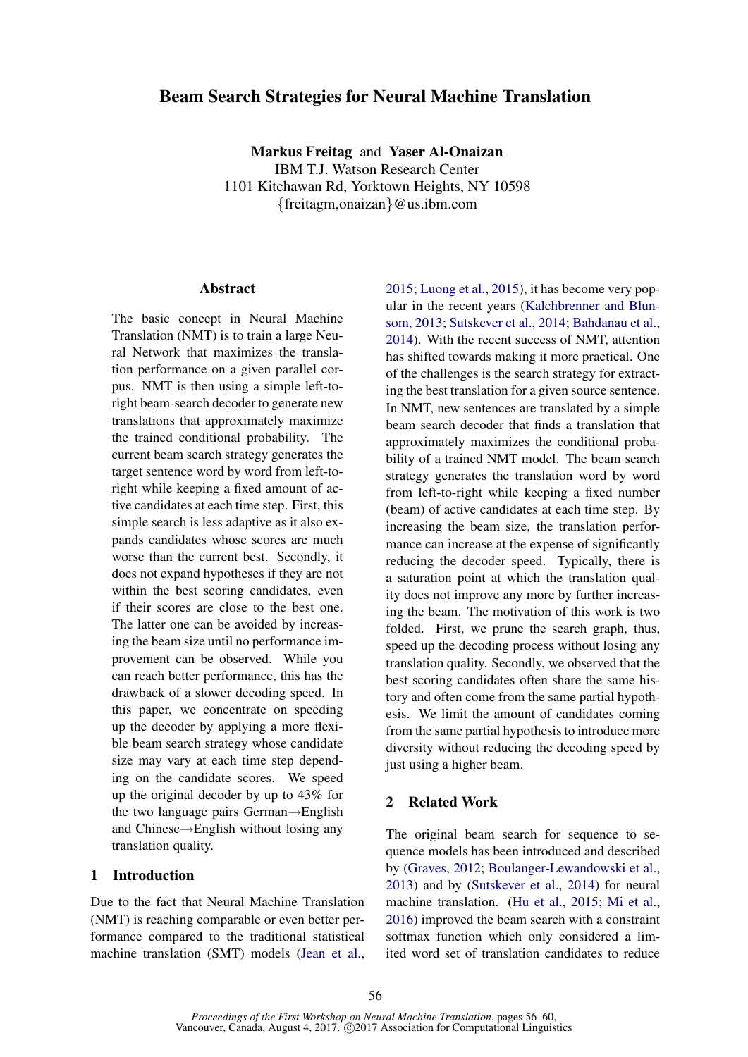# Beam Search Strategies for Neural Machine Translation

**Markus Freitag** and **Yaser Al-Onaizan**
IBM T.J. Watson Research Center
1101 Kitchawan Rd, Yorktown Heights, NY 10598
{freitagm,onaizan}@us.ibm.com

## Abstract

The basic concept in Neural Machine Translation (NMT) is to train a large Neural Network that maximizes the translation performance on a given parallel corpus. NMT is then using a simple left-to-right beam-search decoder to generate new translations that approximately maximize the trained conditional probability. The current beam search strategy generates the target sentence word by word from left-to-right while keeping a fixed amount of active candidates at each time step. First, this simple search is less adaptive as it also expands candidates whose scores are much worse than the current best. Secondly, it does not expand hypotheses if they are not within the best scoring candidates, even if their scores are close to the best one. The latter one can be avoided by increasing the beam size until no performance improvement can be observed. While you can reach better performance, this has the drawback of a slower decoding speed. In this paper, we concentrate on speeding up the decoder by applying a more flexible beam search strategy whose candidate size may vary at each time step depending on the candidate scores. We speed up the original decoder by up to 43% for the two language pairs German→English and Chinese→English without losing any translation quality.

## 1 Introduction

Due to the fact that Neural Machine Translation (NMT) is reaching comparable or even better performance compared to the traditional statistical machine translation (SMT) models (Jean et al., 2015; Luong et al., 2015), it has become very popular in the recent years (Kalchbrenner and Blunsom, 2013; Sutskever et al., 2014; Bahdanau et al., 2014). With the recent success of NMT, attention has shifted towards making it more practical. One of the challenges is the search strategy for extracting the best translation for a given source sentence. In NMT, new sentences are translated by a simple beam search decoder that finds a translation that approximately maximizes the conditional probability of a trained NMT model. The beam search strategy generates the translation word by word from left-to-right while keeping a fixed number (beam) of active candidates at each time step. By increasing the beam size, the translation performance can increase at the expense of significantly reducing the decoder speed. Typically, there is a saturation point at which the translation quality does not improve any more by further increasing the beam. The motivation of this work is two folded. First, we prune the search graph, thus, speed up the decoding process without losing any translation quality. Secondly, we observed that the best scoring candidates often share the same history and often come from the same partial hypothesis. We limit the amount of candidates coming from the same partial hypothesis to introduce more diversity without reducing the decoding speed by just using a higher beam.

## 2 Related Work

The original beam search for sequence to sequence models has been introduced and described by (Graves, 2012; Boulanger-Lewandowski et al., 2013) and by (Sutskever et al., 2014) for neural machine translation. (Hu et al., 2015; Mi et al., 2016) improved the beam search with a constraint softmax function which only considered a limited word set of translation candidates to reduce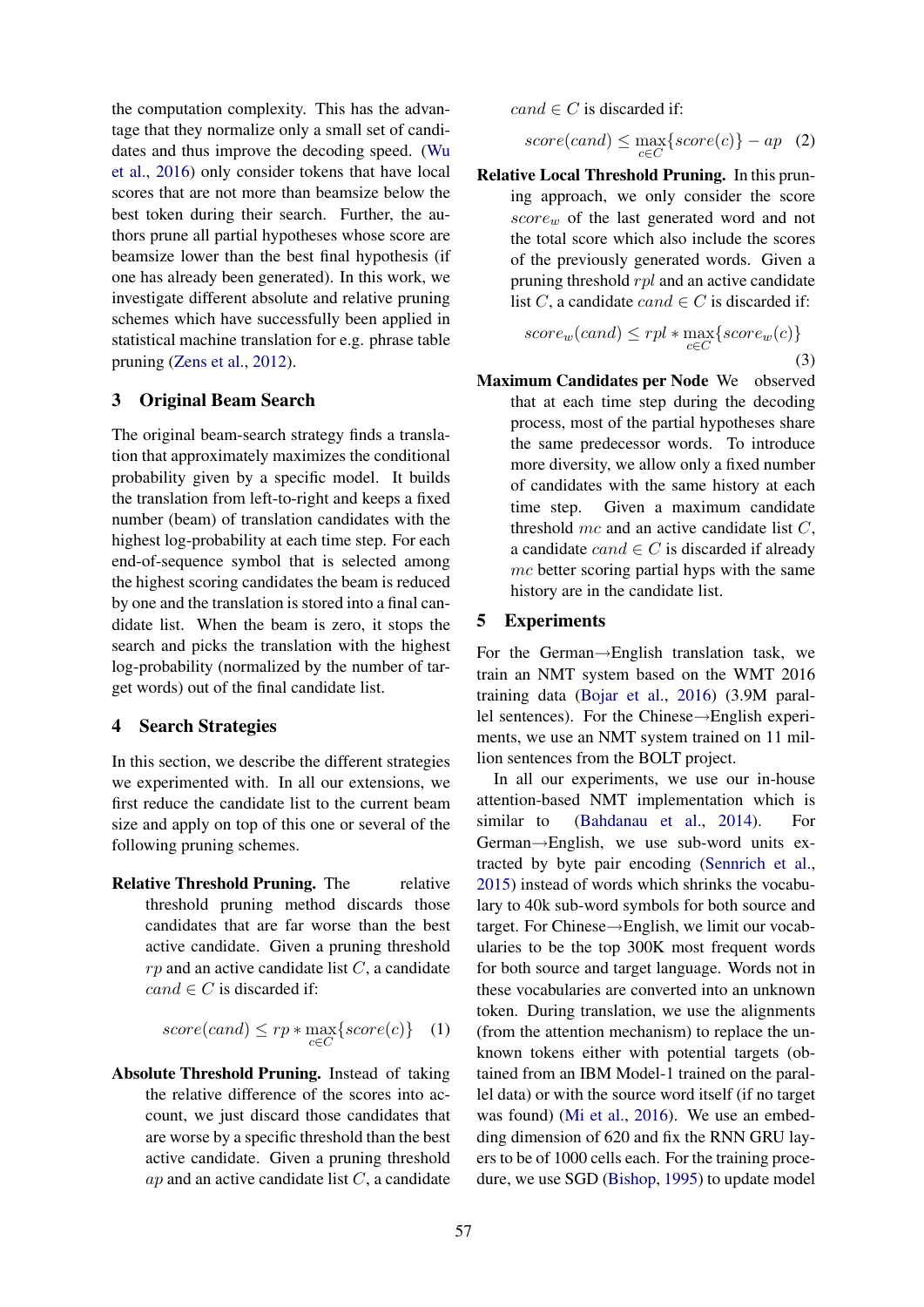the computation complexity. This has the advantage that they normalize only a small set of candidates and thus improve the decoding speed. (Wu et al., 2016) only consider tokens that have local scores that are not more than beamsize below the best token during their search. Further, the authors prune all partial hypotheses whose score are beamsize lower than the best final hypothesis (if one has already been generated). In this work, we investigate different absolute and relative pruning schemes which have successfully been applied in statistical machine translation for e.g. phrase table pruning (Zens et al., 2012).

## 3 Original Beam Search

The original beam-search strategy finds a translation that approximately maximizes the conditional probability given by a specific model. It builds the translation from left-to-right and keeps a fixed number (beam) of translation candidates with the highest log-probability at each time step. For each end-of-sequence symbol that is selected among the highest scoring candidates the beam is reduced by one and the translation is stored into a final candidate list. When the beam is zero, it stops the search and picks the translation with the highest log-probability (normalized by the number of target words) out of the final candidate list.

## 4 Search Strategies

In this section, we describe the different strategies we experimented with. In all our extensions, we first reduce the candidate list to the current beam size and apply on top of this one or several of the following pruning schemes.

**Relative Threshold Pruning.** The relative threshold pruning method discards those candidates that are far worse than the best active candidate. Given a pruning threshold $rp$ and an active candidate list $C$, a candidate $cand \in C$ is discarded if:

$$score(cand) \leq rp * \max_{c \in C}\{score(c)\} \quad (1)$$

**Absolute Threshold Pruning.** Instead of taking the relative difference of the scores into account, we just discard those candidates that are worse by a specific threshold than the best active candidate. Given a pruning threshold $ap$ and an active candidate list $C$, a candidate $cand \in C$ is discarded if:

$$score(cand) \leq \max_{c \in C}\{score(c)\} - ap \quad (2)$$

**Relative Local Threshold Pruning.** In this pruning approach, we only consider the score $score_w$ of the last generated word and not the total score which also include the scores of the previously generated words. Given a pruning threshold $rpl$ and an active candidate list $C$, a candidate $cand \in C$ is discarded if:

$$score_w(cand) \leq rpl * \max_{c \in C}\{score_w(c)\} \quad (3)$$

**Maximum Candidates per Node** We observed that at each time step during the decoding process, most of the partial hypotheses share the same predecessor words. To introduce more diversity, we allow only a fixed number of candidates with the same history at each time step. Given a maximum candidate threshold $mc$ and an active candidate list $C$, a candidate $cand \in C$ is discarded if already $mc$ better scoring partial hyps with the same history are in the candidate list.

## 5 Experiments

For the German→English translation task, we train an NMT system based on the WMT 2016 training data (Bojar et al., 2016) (3.9M parallel sentences). For the Chinese→English experiments, we use an NMT system trained on 11 million sentences from the BOLT project.

In all our experiments, we use our in-house attention-based NMT implementation which is similar to (Bahdanau et al., 2014). For German→English, we use sub-word units extracted by byte pair encoding (Sennrich et al., 2015) instead of words which shrinks the vocabulary to 40k sub-word symbols for both source and target. For Chinese→English, we limit our vocabularies to be the top 300K most frequent words for both source and target language. Words not in these vocabularies are converted into an unknown token. During translation, we use the alignments (from the attention mechanism) to replace the unknown tokens either with potential targets (obtained from an IBM Model-1 trained on the parallel data) or with the source word itself (if no target was found) (Mi et al., 2016). We use an embedding dimension of 620 and fix the RNN GRU layers to be of 1000 cells each. For the training procedure, we use SGD (Bishop, 1995) to update model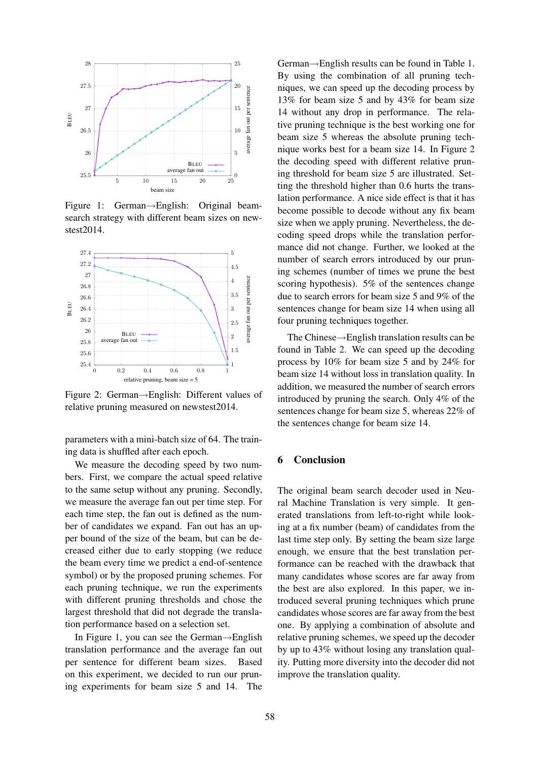Figure 1: German→English: Original beam-search strategy with different beam sizes on newstest2014.

Figure 2: German→English: Different values of relative pruning measured on newstest2014.

parameters with a mini-batch size of 64. The training data is shuffled after each epoch.

We measure the decoding speed by two numbers. First, we compare the actual speed relative to the same setup without any pruning. Secondly, we measure the average fan out per time step. For each time step, the fan out is defined as the number of candidates we expand. Fan out has an upper bound of the size of the beam, but can be decreased either due to early stopping (we reduce the beam every time we predict a end-of-sentence symbol) or by the proposed pruning schemes. For each pruning technique, we run the experiments with different pruning thresholds and chose the largest threshold that did not degrade the translation performance based on a selection set.

In Figure 1, you can see the German→English translation performance and the average fan out per sentence for different beam sizes. Based on this experiment, we decided to run our pruning experiments for beam size 5 and 14. The German→English results can be found in Table 1. By using the combination of all pruning techniques, we can speed up the decoding process by 13% for beam size 5 and by 43% for beam size 14 without any drop in performance. The relative pruning technique is the best working one for beam size 5 whereas the absolute pruning technique works best for a beam size 14. In Figure 2 the decoding speed with different relative pruning threshold for beam size 5 are illustrated. Setting the threshold higher than 0.6 hurts the translation performance. A nice side effect is that it has become possible to decode without any fix beam size when we apply pruning. Nevertheless, the decoding speed drops while the translation performance did not change. Further, we looked at the number of search errors introduced by our pruning schemes (number of times we prune the best scoring hypothesis). 5% of the sentences change due to search errors for beam size 5 and 9% of the sentences change for beam size 14 when using all four pruning techniques together.

The Chinese→English translation results can be found in Table 2. We can speed up the decoding process by 10% for beam size 5 and by 24% for beam size 14 without loss in translation quality. In addition, we measured the number of search errors introduced by pruning the search. Only 4% of the sentences change for beam size 5, whereas 22% of the sentences change for beam size 14.

## 6 Conclusion

The original beam search decoder used in Neural Machine Translation is very simple. It generated translations from left-to-right while looking at a fix number (beam) of candidates from the last time step only. By setting the beam size large enough, we ensure that the best translation performance can be reached with the drawback that many candidates whose scores are far away from the best are also explored. In this paper, we introduced several pruning techniques which prune candidates whose scores are far away from the best one. By applying a combination of absolute and relative pruning schemes, we speed up the decoder by up to 43% without losing any translation quality. Putting more diversity into the decoder did not improve the translation quality.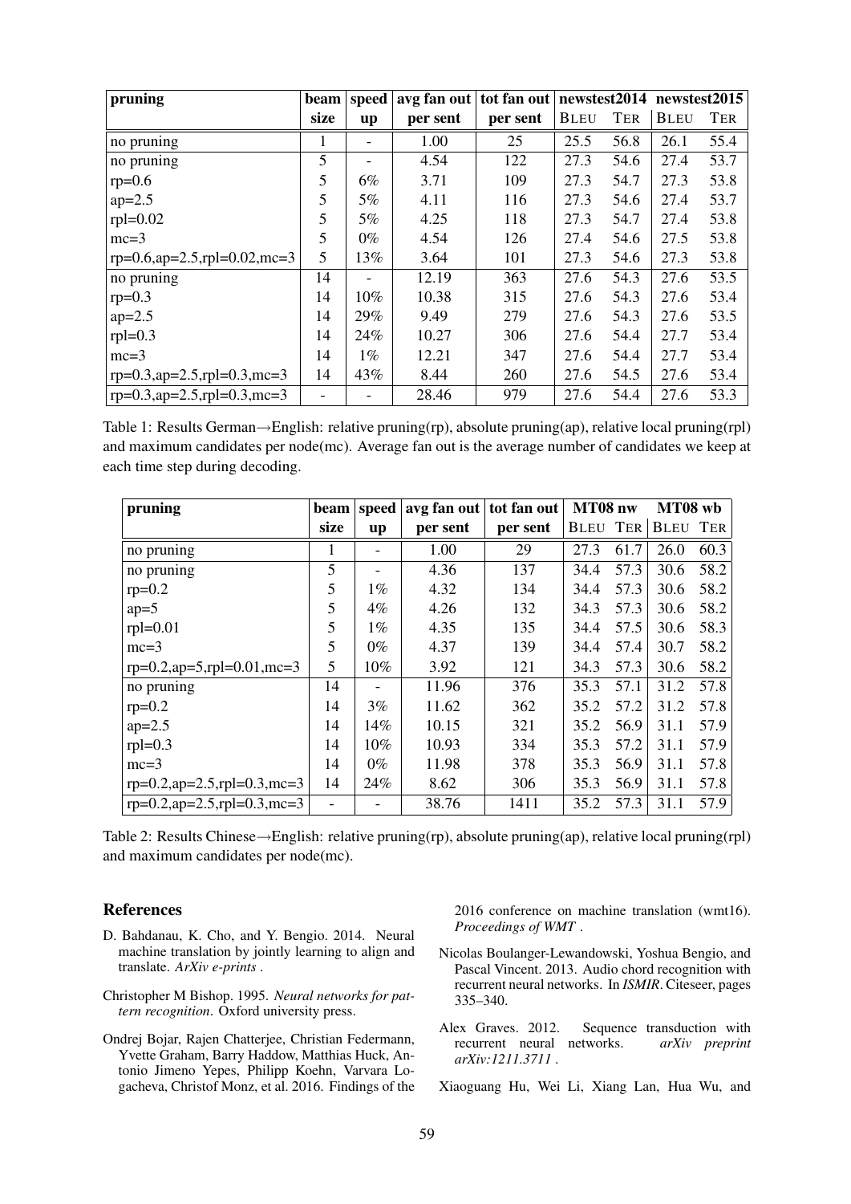| pruning | beam size | speed up | avg fan out per sent | tot fan out per sent | newstest2014 BLEU | newstest2014 TER | newstest2015 BLEU | newstest2015 TER |
|---|---|---|---|---|---|---|---|---|
| no pruning | 1 | - | 1.00 | 25 | 25.5 | 56.8 | 26.1 | 55.4 |
| no pruning | 5 | - | 4.54 | 122 | 27.3 | 54.6 | 27.4 | 53.7 |
| rp=0.6 | 5 | 6% | 3.71 | 109 | 27.3 | 54.7 | 27.3 | 53.8 |
| ap=2.5 | 5 | 5% | 4.11 | 116 | 27.3 | 54.6 | 27.4 | 53.7 |
| rpl=0.02 | 5 | 5% | 4.25 | 118 | 27.3 | 54.7 | 27.4 | 53.8 |
| mc=3 | 5 | 0% | 4.54 | 126 | 27.4 | 54.6 | 27.5 | 53.8 |
| rp=0.6,ap=2.5,rpl=0.02,mc=3 | 5 | 13% | 3.64 | 101 | 27.3 | 54.6 | 27.3 | 53.8 |
| no pruning | 14 | - | 12.19 | 363 | 27.6 | 54.3 | 27.6 | 53.5 |
| rp=0.3 | 14 | 10% | 10.38 | 315 | 27.6 | 54.3 | 27.6 | 53.4 |
| ap=2.5 | 14 | 29% | 9.49 | 279 | 27.6 | 54.3 | 27.6 | 53.5 |
| rpl=0.3 | 14 | 24% | 10.27 | 306 | 27.6 | 54.4 | 27.7 | 53.4 |
| mc=3 | 14 | 1% | 12.21 | 347 | 27.6 | 54.4 | 27.7 | 53.4 |
| rp=0.3,ap=2.5,rpl=0.3,mc=3 | 14 | 43% | 8.44 | 260 | 27.6 | 54.5 | 27.6 | 53.4 |
| rp=0.3,ap=2.5,rpl=0.3,mc=3 | - | - | 28.46 | 979 | 27.6 | 54.4 | 27.6 | 53.3 |

Table 1: Results German→English: relative pruning(rp), absolute pruning(ap), relative local pruning(rpl) and maximum candidates per node(mc). Average fan out is the average number of candidates we keep at each time step during decoding.

| pruning | beam size | speed up | avg fan out per sent | tot fan out per sent | MT08 nw BLEU | MT08 nw TER | MT08 wb BLEU | MT08 wb TER |
|---|---|---|---|---|---|---|---|---|
| no pruning | 1 | - | 1.00 | 29 | 27.3 | 61.7 | 26.0 | 60.3 |
| no pruning | 5 | - | 4.36 | 137 | 34.4 | 57.3 | 30.6 | 58.2 |
| rp=0.2 | 5 | 1% | 4.32 | 134 | 34.4 | 57.3 | 30.6 | 58.2 |
| ap=5 | 5 | 4% | 4.26 | 132 | 34.3 | 57.3 | 30.6 | 58.2 |
| rpl=0.01 | 5 | 1% | 4.35 | 135 | 34.4 | 57.5 | 30.6 | 58.3 |
| mc=3 | 5 | 0% | 4.37 | 139 | 34.4 | 57.4 | 30.7 | 58.2 |
| rp=0.2,ap=5,rpl=0.01,mc=3 | 5 | 10% | 3.92 | 121 | 34.3 | 57.3 | 30.6 | 58.2 |
| no pruning | 14 | - | 11.96 | 376 | 35.3 | 57.1 | 31.2 | 57.8 |
| rp=0.2 | 14 | 3% | 11.62 | 362 | 35.2 | 57.2 | 31.2 | 57.8 |
| ap=2.5 | 14 | 14% | 10.15 | 321 | 35.2 | 56.9 | 31.1 | 57.9 |
| rpl=0.3 | 14 | 10% | 10.93 | 334 | 35.3 | 57.2 | 31.1 | 57.9 |
| mc=3 | 14 | 0% | 11.98 | 378 | 35.3 | 56.9 | 31.1 | 57.8 |
| rp=0.2,ap=2.5,rpl=0.3,mc=3 | 14 | 24% | 8.62 | 306 | 35.3 | 56.9 | 31.1 | 57.8 |
| rp=0.2,ap=2.5,rpl=0.3,mc=3 | - | - | 38.76 | 1411 | 35.2 | 57.3 | 31.1 | 57.9 |

Table 2: Results Chinese→English: relative pruning(rp), absolute pruning(ap), relative local pruning(rpl) and maximum candidates per node(mc).

## References

D. Bahdanau, K. Cho, and Y. Bengio. 2014. Neural machine translation by jointly learning to align and translate. *ArXiv e-prints* .

Christopher M Bishop. 1995. *Neural networks for pattern recognition*. Oxford university press.

Ondrej Bojar, Rajen Chatterjee, Christian Federmann, Yvette Graham, Barry Haddow, Matthias Huck, Antonio Jimeno Yepes, Philipp Koehn, Varvara Logacheva, Christof Monz, et al. 2016. Findings of the 2016 conference on machine translation (wmt16). *Proceedings of WMT* .

Nicolas Boulanger-Lewandowski, Yoshua Bengio, and Pascal Vincent. 2013. Audio chord recognition with recurrent neural networks. In *ISMIR*. Citeseer, pages 335–340.

Alex Graves. 2012. Sequence transduction with recurrent neural networks. *arXiv preprint arXiv:1211.3711* .

Xiaoguang Hu, Wei Li, Xiang Lan, Hua Wu, and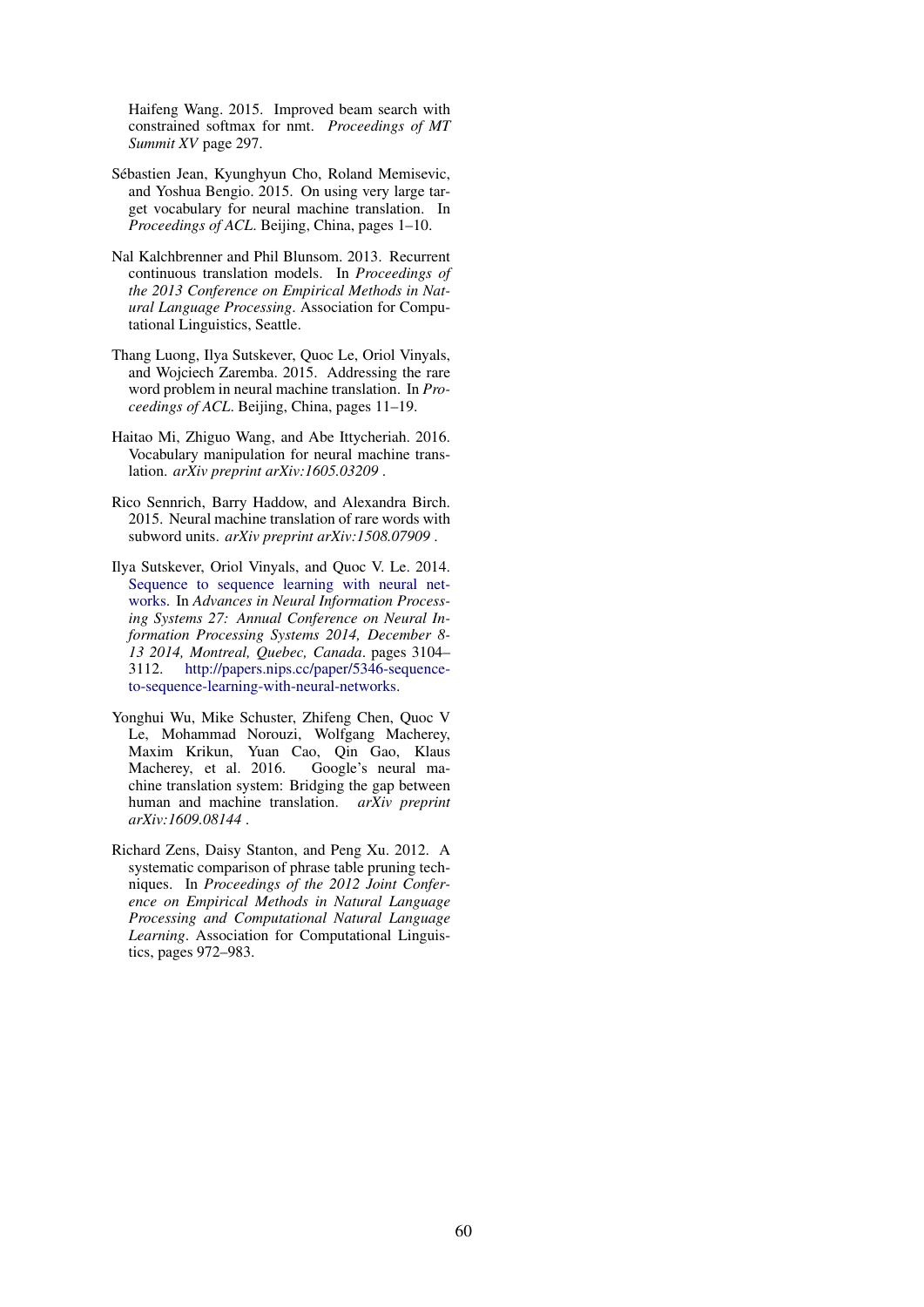Haifeng Wang. 2015. Improved beam search with constrained softmax for nmt. *Proceedings of MT Summit XV* page 297.

Sébastien Jean, Kyunghyun Cho, Roland Memisevic, and Yoshua Bengio. 2015. On using very large target vocabulary for neural machine translation. In *Proceedings of ACL*. Beijing, China, pages 1–10.

Nal Kalchbrenner and Phil Blunsom. 2013. Recurrent continuous translation models. In *Proceedings of the 2013 Conference on Empirical Methods in Natural Language Processing*. Association for Computational Linguistics, Seattle.

Thang Luong, Ilya Sutskever, Quoc Le, Oriol Vinyals, and Wojciech Zaremba. 2015. Addressing the rare word problem in neural machine translation. In *Proceedings of ACL*. Beijing, China, pages 11–19.

Haitao Mi, Zhiguo Wang, and Abe Ittycheriah. 2016. Vocabulary manipulation for neural machine translation. *arXiv preprint arXiv:1605.03209* .

Rico Sennrich, Barry Haddow, and Alexandra Birch. 2015. Neural machine translation of rare words with subword units. *arXiv preprint arXiv:1508.07909* .

Ilya Sutskever, Oriol Vinyals, and Quoc V. Le. 2014. Sequence to sequence learning with neural networks. In *Advances in Neural Information Processing Systems 27: Annual Conference on Neural Information Processing Systems 2014, December 8-13 2014, Montreal, Quebec, Canada*. pages 3104–3112. http://papers.nips.cc/paper/5346-sequence-to-sequence-learning-with-neural-networks.

Yonghui Wu, Mike Schuster, Zhifeng Chen, Quoc V Le, Mohammad Norouzi, Wolfgang Macherey, Maxim Krikun, Yuan Cao, Qin Gao, Klaus Macherey, et al. 2016. Google's neural machine translation system: Bridging the gap between human and machine translation. *arXiv preprint arXiv:1609.08144* .

Richard Zens, Daisy Stanton, and Peng Xu. 2012. A systematic comparison of phrase table pruning techniques. In *Proceedings of the 2012 Joint Conference on Empirical Methods in Natural Language Processing and Computational Natural Language Learning*. Association for Computational Linguistics, pages 972–983.